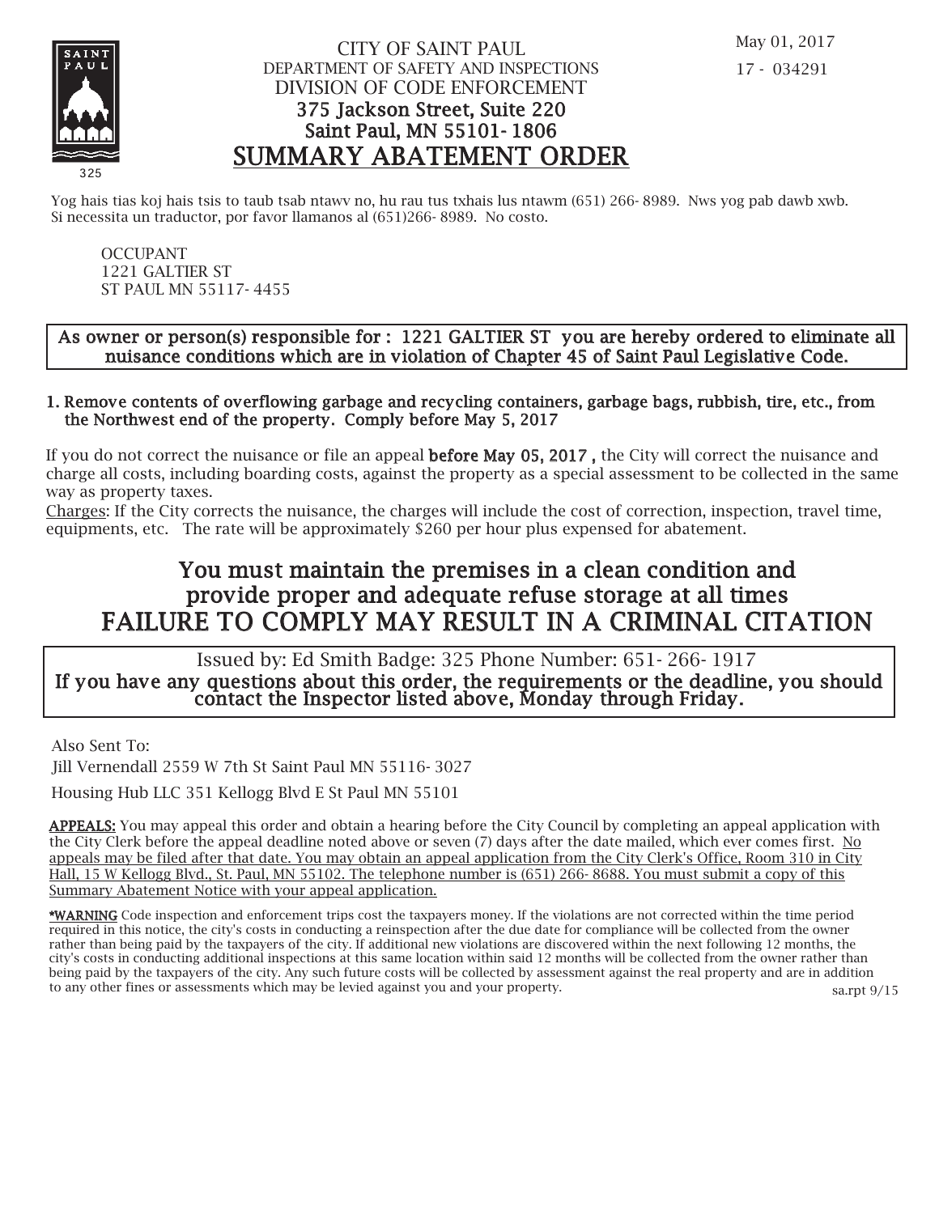May 01, 2017

17 - 034291

CITY OF SAINT PAUL
DEPARTMENT OF SAFETY AND INSPECTIONS
DIVISION OF CODE ENFORCEMENT
375 Jackson Street, Suite 220
Saint Paul, MN 55101-1806

# SUMMARY ABATEMENT ORDER

Yog hais tias koj hais tsis to taub tsab ntawv no, hu rau tus txhais lus ntawm (651) 266-8989. Nws yog pab dawb xwb.
Si necessita un traductor, por favor llamanos al (651)266-8989. No costo.

OCCUPANT
1221 GALTIER ST
ST PAUL MN 55117-4455

**As owner or person(s) responsible for : 1221 GALTIER ST you are hereby ordered to eliminate all nuisance conditions which are in violation of Chapter 45 of Saint Paul Legislative Code.**

1. **Remove contents of overflowing garbage and recycling containers, garbage bags, rubbish, tire, etc., from the Northwest end of the property. Comply before May 5, 2017**

If you do not correct the nuisance or file an appeal **before May 05, 2017 ,** the City will correct the nuisance and charge all costs, including boarding costs, against the property as a special assessment to be collected in the same way as property taxes.

Charges: If the City corrects the nuisance, the charges will include the cost of correction, inspection, travel time, equipments, etc. The rate will be approximately $260 per hour plus expensed for abatement.

## You must maintain the premises in a clean condition and provide proper and adequate refuse storage at all times

## FAILURE TO COMPLY MAY RESULT IN A CRIMINAL CITATION

Issued by: Ed Smith Badge: 325 Phone Number: 651-266-1917

**If you have any questions about this order, the requirements or the deadline, you should contact the Inspector listed above, Monday through Friday.**

Also Sent To:

Jill Vernendall 2559 W 7th St Saint Paul MN 55116-3027

Housing Hub LLC 351 Kellogg Blvd E St Paul MN 55101

**APPEALS:** You may appeal this order and obtain a hearing before the City Council by completing an appeal application with the City Clerk before the appeal deadline noted above or seven (7) days after the date mailed, which ever comes first. No appeals may be filed after that date. You may obtain an appeal application from the City Clerk's Office, Room 310 in City Hall, 15 W Kellogg Blvd., St. Paul, MN 55102. The telephone number is (651) 266-8688. You must submit a copy of this Summary Abatement Notice with your appeal application.

**\*WARNING** Code inspection and enforcement trips cost the taxpayers money. If the violations are not corrected within the time period required in this notice, the city's costs in conducting a reinspection after the due date for compliance will be collected from the owner rather than being paid by the taxpayers of the city. If additional new violations are discovered within the next following 12 months, the city's costs in conducting additional inspections at this same location within said 12 months will be collected from the owner rather than being paid by the taxpayers of the city. Any such future costs will be collected by assessment against the real property and are in addition to any other fines or assessments which may be levied against you and your property.

sa.rpt 9/15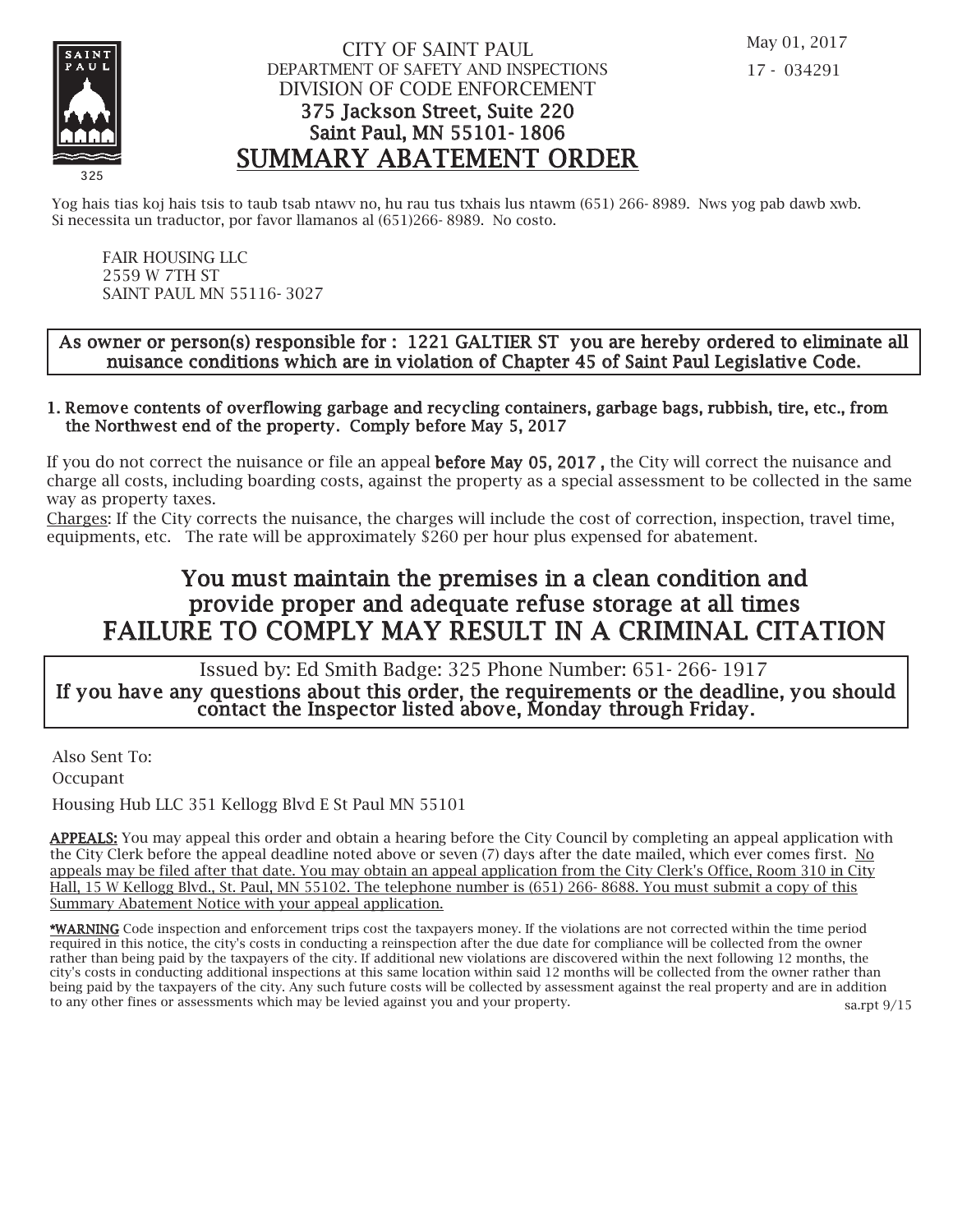CITY OF SAINT PAUL
DEPARTMENT OF SAFETY AND INSPECTIONS
DIVISION OF CODE ENFORCEMENT
375 Jackson Street, Suite 220
Saint Paul, MN 55101-1806

# SUMMARY ABATEMENT ORDER

May 01, 2017
17 - 034291

325

Yog hais tias koj hais tsis to taub tsab ntawv no, hu rau tus txhais lus ntawm (651) 266-8989. Nws yog pab dawb xwb.
Si necessita un traductor, por favor llamanos al (651)266-8989. No costo.

FAIR HOUSING LLC
2559 W 7TH ST
SAINT PAUL MN 55116-3027

**As owner or person(s) responsible for : 1221 GALTIER ST you are hereby ordered to eliminate all nuisance conditions which are in violation of Chapter 45 of Saint Paul Legislative Code.**

1. **Remove contents of overflowing garbage and recycling containers, garbage bags, rubbish, tire, etc., from the Northwest end of the property. Comply before May 5, 2017**

If you do not correct the nuisance or file an appeal **before May 05, 2017 ,** the City will correct the nuisance and charge all costs, including boarding costs, against the property as a special assessment to be collected in the same way as property taxes.
Charges: If the City corrects the nuisance, the charges will include the cost of correction, inspection, travel time, equipments, etc. The rate will be approximately $260 per hour plus expensed for abatement.

## You must maintain the premises in a clean condition and provide proper and adequate refuse storage at all times
## FAILURE TO COMPLY MAY RESULT IN A CRIMINAL CITATION

Issued by: Ed Smith Badge: 325 Phone Number: 651-266-1917
**If you have any questions about this order, the requirements or the deadline, you should contact the Inspector listed above, Monday through Friday.**

Also Sent To:
Occupant
Housing Hub LLC 351 Kellogg Blvd E St Paul MN 55101

**APPEALS:** You may appeal this order and obtain a hearing before the City Council by completing an appeal application with the City Clerk before the appeal deadline noted above or seven (7) days after the date mailed, which ever comes first. No appeals may be filed after that date. You may obtain an appeal application from the City Clerk's Office, Room 310 in City Hall, 15 W Kellogg Blvd., St. Paul, MN 55102. The telephone number is (651) 266-8688. You must submit a copy of this Summary Abatement Notice with your appeal application.

*WARNING Code inspection and enforcement trips cost the taxpayers money. If the violations are not corrected within the time period required in this notice, the city's costs in conducting a reinspection after the due date for compliance will be collected from the owner rather than being paid by the taxpayers of the city. If additional new violations are discovered within the next following 12 months, the city's costs in conducting additional inspections at this same location within said 12 months will be collected from the owner rather than being paid by the taxpayers of the city. Any such future costs will be collected by assessment against the real property and are in addition to any other fines or assessments which may be levied against you and your property.

sa.rpt 9/15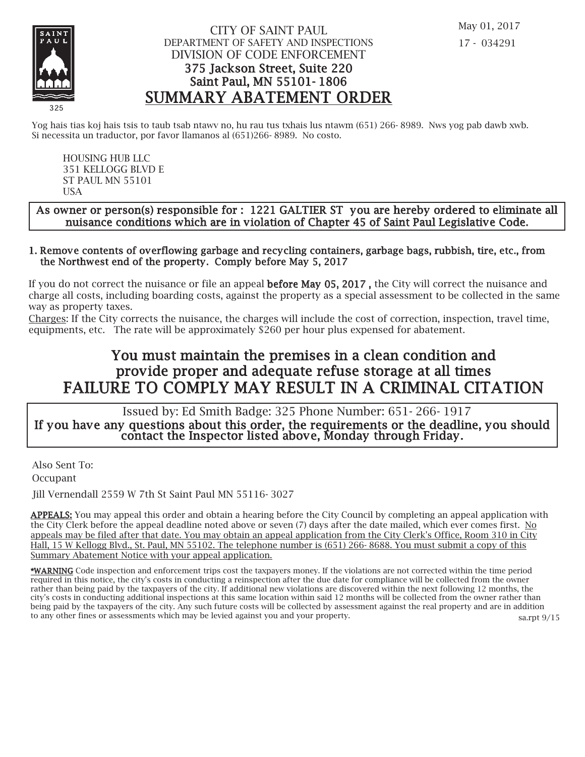CITY OF SAINT PAUL
DEPARTMENT OF SAFETY AND INSPECTIONS
DIVISION OF CODE ENFORCEMENT
375 Jackson Street, Suite 220
Saint Paul, MN 55101-1806

May 01, 2017
17 - 034291

# SUMMARY ABATEMENT ORDER

325

Yog hais tias koj hais tsis to taub tsab ntawv no, hu rau tus txhais lus ntawm (651) 266-8989. Nws yog pab dawb xwb.
Si necessita un traductor, por favor llamanos al (651)266-8989. No costo.

HOUSING HUB LLC
351 KELLOGG BLVD E
ST PAUL MN 55101
USA

**As owner or person(s) responsible for : 1221 GALTIER ST you are hereby ordered to eliminate all nuisance conditions which are in violation of Chapter 45 of Saint Paul Legislative Code.**

1. **Remove contents of overflowing garbage and recycling containers, garbage bags, rubbish, tire, etc., from the Northwest end of the property. Comply before May 5, 2017**

If you do not correct the nuisance or file an appeal **before May 05, 2017 ,** the City will correct the nuisance and charge all costs, including boarding costs, against the property as a special assessment to be collected in the same way as property taxes.

Charges: If the City corrects the nuisance, the charges will include the cost of correction, inspection, travel time, equipments, etc. The rate will be approximately $260 per hour plus expensed for abatement.

## You must maintain the premises in a clean condition and provide proper and adequate refuse storage at all times

## FAILURE TO COMPLY MAY RESULT IN A CRIMINAL CITATION

Issued by: Ed Smith Badge: 325 Phone Number: 651-266-1917

**If you have any questions about this order, the requirements or the deadline, you should contact the Inspector listed above, Monday through Friday.**

Also Sent To:
Occupant
Jill Vernendall 2559 W 7th St Saint Paul MN 55116-3027

**APPEALS:** You may appeal this order and obtain a hearing before the City Council by completing an appeal application with the City Clerk before the appeal deadline noted above or seven (7) days after the date mailed, which ever comes first. No appeals may be filed after that date. You may obtain an appeal application from the City Clerk's Office, Room 310 in City Hall, 15 W Kellogg Blvd., St. Paul, MN 55102. The telephone number is (651) 266-8688. You must submit a copy of this Summary Abatement Notice with your appeal application.

***WARNING** Code inspection and enforcement trips cost the taxpayers money. If the violations are not corrected within the time period required in this notice, the city's costs in conducting a reinspection after the due date for compliance will be collected from the owner rather than being paid by the taxpayers of the city. If additional new violations are discovered within the next following 12 months, the city's costs in conducting additional inspections at this same location within said 12 months will be collected from the owner rather than being paid by the taxpayers of the city. Any such future costs will be collected by assessment against the real property and are in addition to any other fines or assessments which may be levied against you and your property.

sa.rpt 9/15